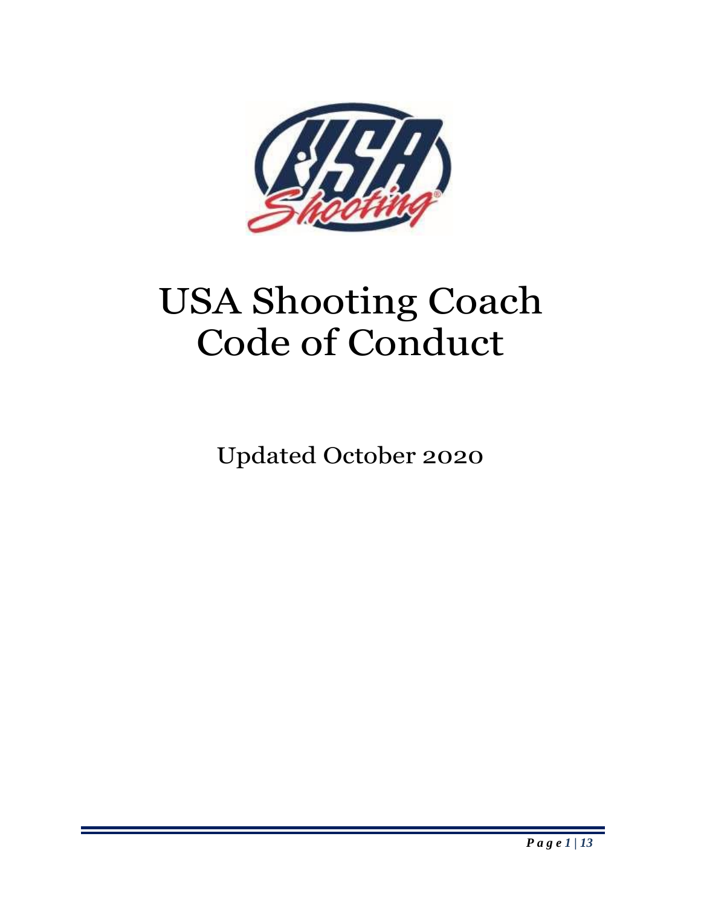# USA Shooting Coach Code of Conduct

Updated October 2020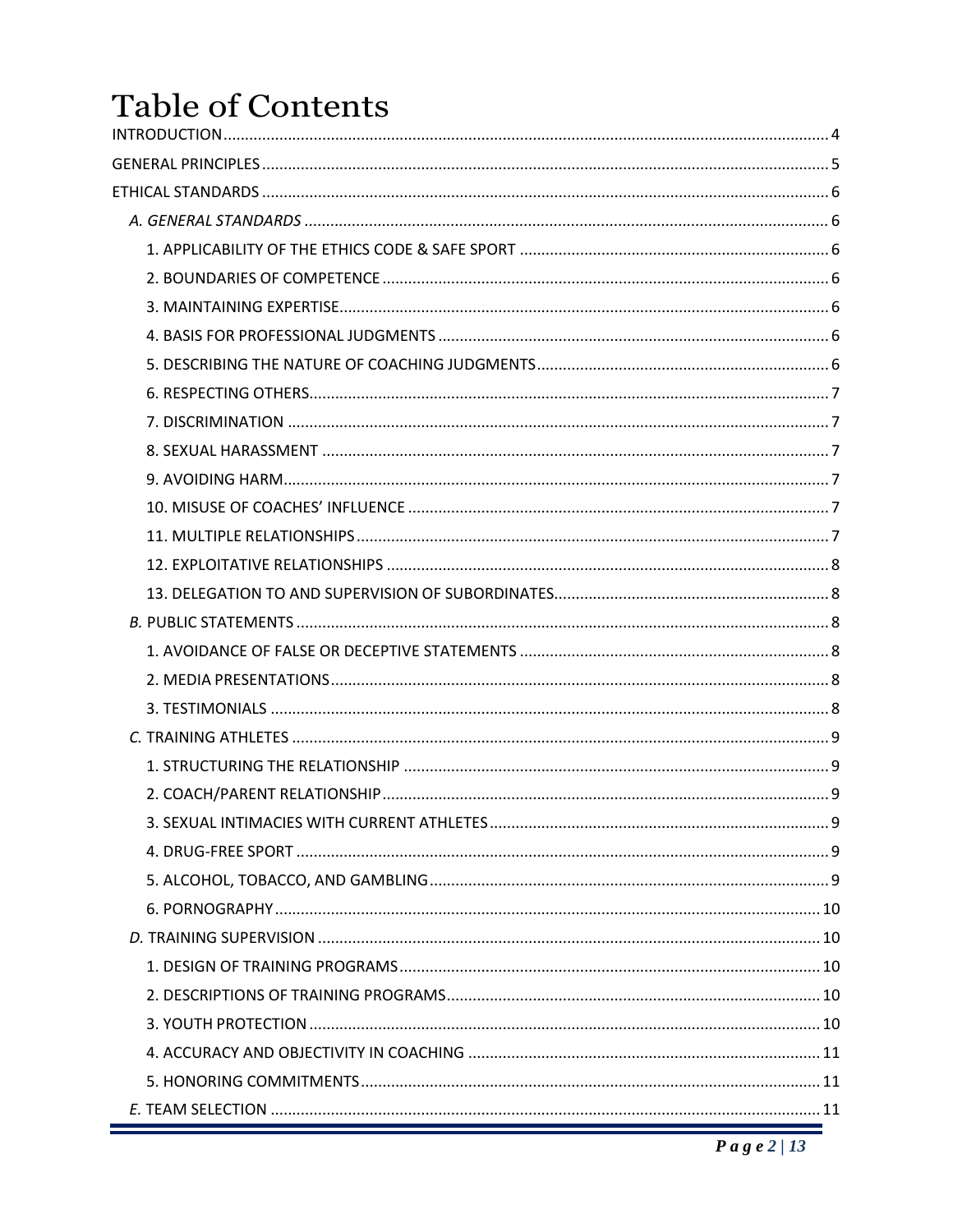# Table of Contents

INTRODUCTION ........ 4

GENERAL PRINCIPLES ........ 5

ETHICAL STANDARDS ........ 6

- *A. GENERAL STANDARDS* ........ 6
  - 1. APPLICABILITY OF THE ETHICS CODE & SAFE SPORT ........ 6
  - 2. BOUNDARIES OF COMPETENCE ........ 6
  - 3. MAINTAINING EXPERTISE ........ 6
  - 4. BASIS FOR PROFESSIONAL JUDGMENTS ........ 6
  - 5. DESCRIBING THE NATURE OF COACHING JUDGMENTS ........ 6
  - 6. RESPECTING OTHERS ........ 7
  - 7. DISCRIMINATION ........ 7
  - 8. SEXUAL HARASSMENT ........ 7
  - 9. AVOIDING HARM ........ 7
  - 10. MISUSE OF COACHES' INFLUENCE ........ 7
  - 11. MULTIPLE RELATIONSHIPS ........ 7
  - 12. EXPLOITATIVE RELATIONSHIPS ........ 8
  - 13. DELEGATION TO AND SUPERVISION OF SUBORDINATES ........ 8
- *B.* PUBLIC STATEMENTS ........ 8
  - 1. AVOIDANCE OF FALSE OR DECEPTIVE STATEMENTS ........ 8
  - 2. MEDIA PRESENTATIONS ........ 8
  - 3. TESTIMONIALS ........ 8
- *C.* TRAINING ATHLETES ........ 9
  - 1. STRUCTURING THE RELATIONSHIP ........ 9
  - 2. COACH/PARENT RELATIONSHIP ........ 9
  - 3. SEXUAL INTIMACIES WITH CURRENT ATHLETES ........ 9
  - 4. DRUG-FREE SPORT ........ 9
  - 5. ALCOHOL, TOBACCO, AND GAMBLING ........ 9
  - 6. PORNOGRAPHY ........ 10
- *D.* TRAINING SUPERVISION ........ 10
  - 1. DESIGN OF TRAINING PROGRAMS ........ 10
  - 2. DESCRIPTIONS OF TRAINING PROGRAMS ........ 10
  - 3. YOUTH PROTECTION ........ 10
  - 4. ACCURACY AND OBJECTIVITY IN COACHING ........ 11
  - 5. HONORING COMMITMENTS ........ 11
- *E.* TEAM SELECTION ........ 11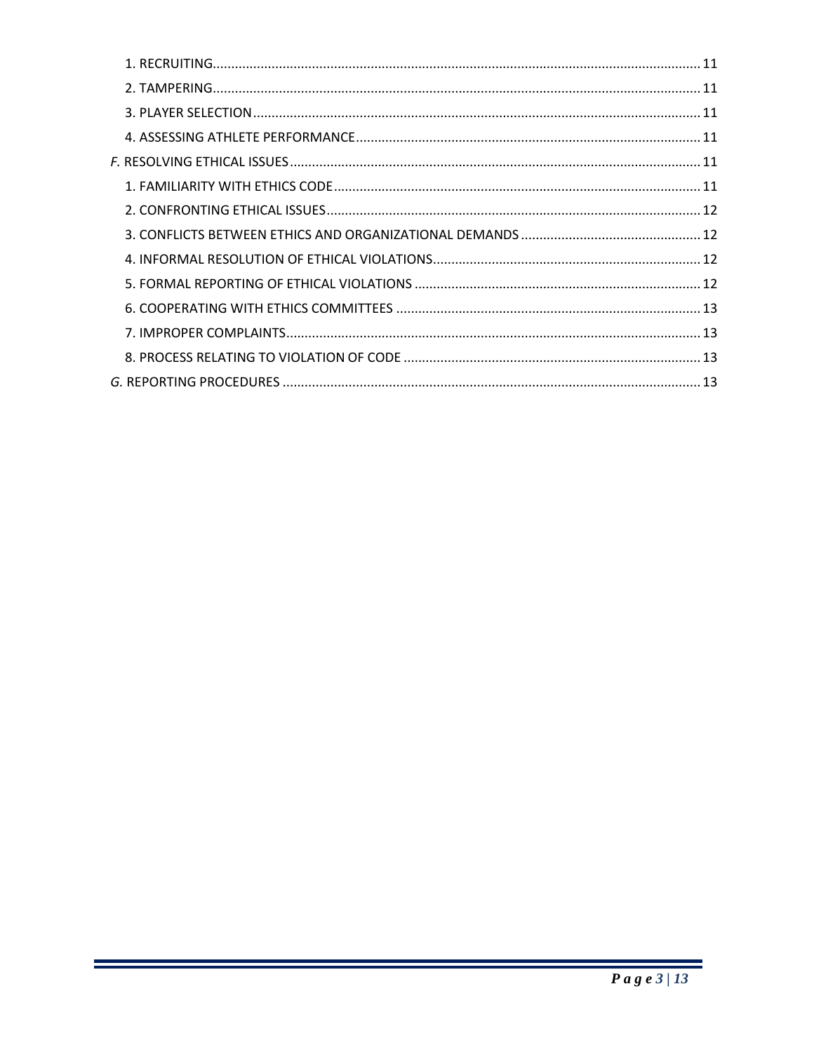1. RECRUITING .......... 11

2. TAMPERING .......... 11

3. PLAYER SELECTION .......... 11

4. ASSESSING ATHLETE PERFORMANCE .......... 11

*F.* RESOLVING ETHICAL ISSUES .......... 11

1. FAMILIARITY WITH ETHICS CODE .......... 11

2. CONFRONTING ETHICAL ISSUES .......... 12

3. CONFLICTS BETWEEN ETHICS AND ORGANIZATIONAL DEMANDS .......... 12

4. INFORMAL RESOLUTION OF ETHICAL VIOLATIONS .......... 12

5. FORMAL REPORTING OF ETHICAL VIOLATIONS .......... 12

6. COOPERATING WITH ETHICS COMMITTEES .......... 13

7. IMPROPER COMPLAINTS .......... 13

8. PROCESS RELATING TO VIOLATION OF CODE .......... 13

*G.* REPORTING PROCEDURES .......... 13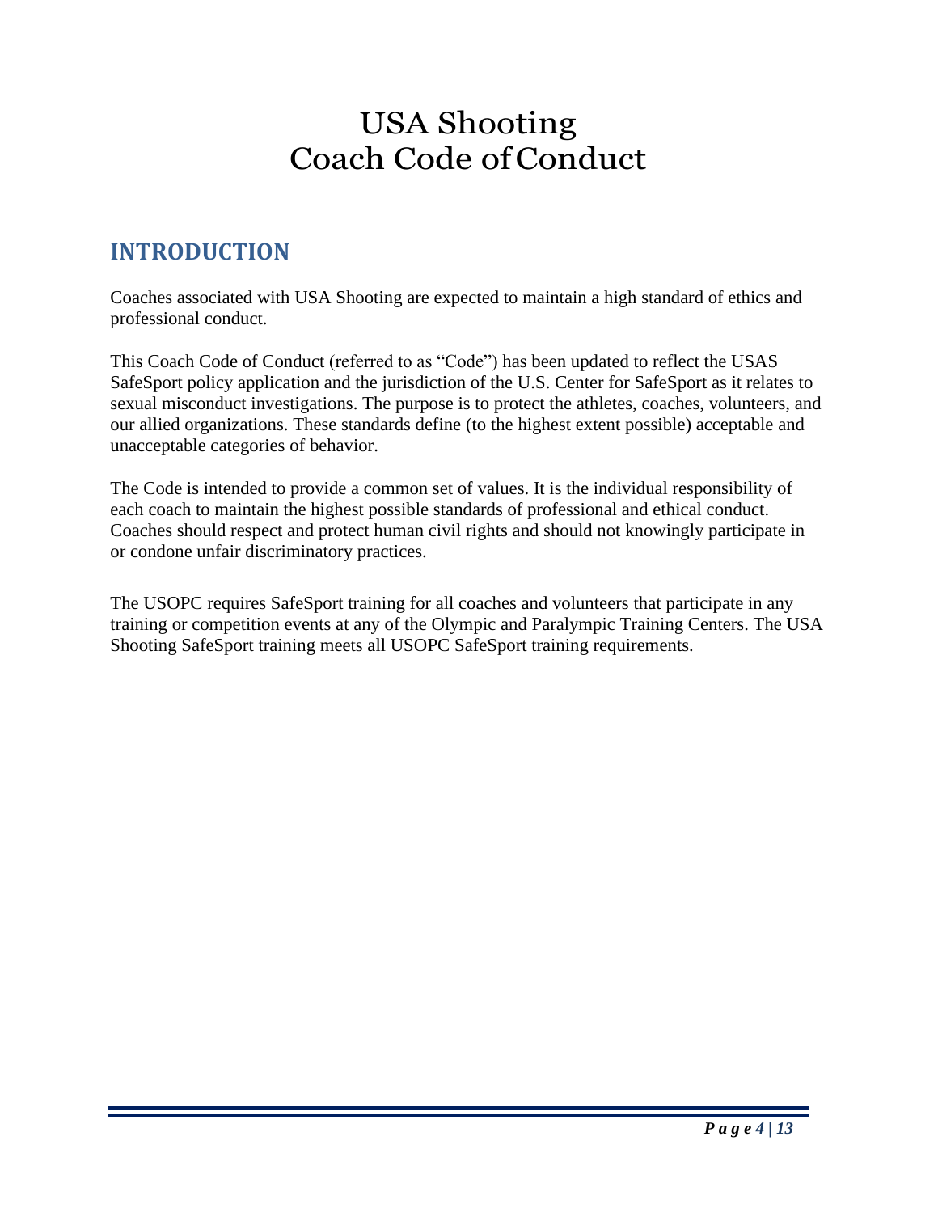# USA Shooting
# Coach Code of Conduct

## INTRODUCTION

Coaches associated with USA Shooting are expected to maintain a high standard of ethics and professional conduct.

This Coach Code of Conduct (referred to as "Code") has been updated to reflect the USAS SafeSport policy application and the jurisdiction of the U.S. Center for SafeSport as it relates to sexual misconduct investigations. The purpose is to protect the athletes, coaches, volunteers, and our allied organizations. These standards define (to the highest extent possible) acceptable and unacceptable categories of behavior.

The Code is intended to provide a common set of values. It is the individual responsibility of each coach to maintain the highest possible standards of professional and ethical conduct. Coaches should respect and protect human civil rights and should not knowingly participate in or condone unfair discriminatory practices.

The USOPC requires SafeSport training for all coaches and volunteers that participate in any training or competition events at any of the Olympic and Paralympic Training Centers. The USA Shooting SafeSport training meets all USOPC SafeSport training requirements.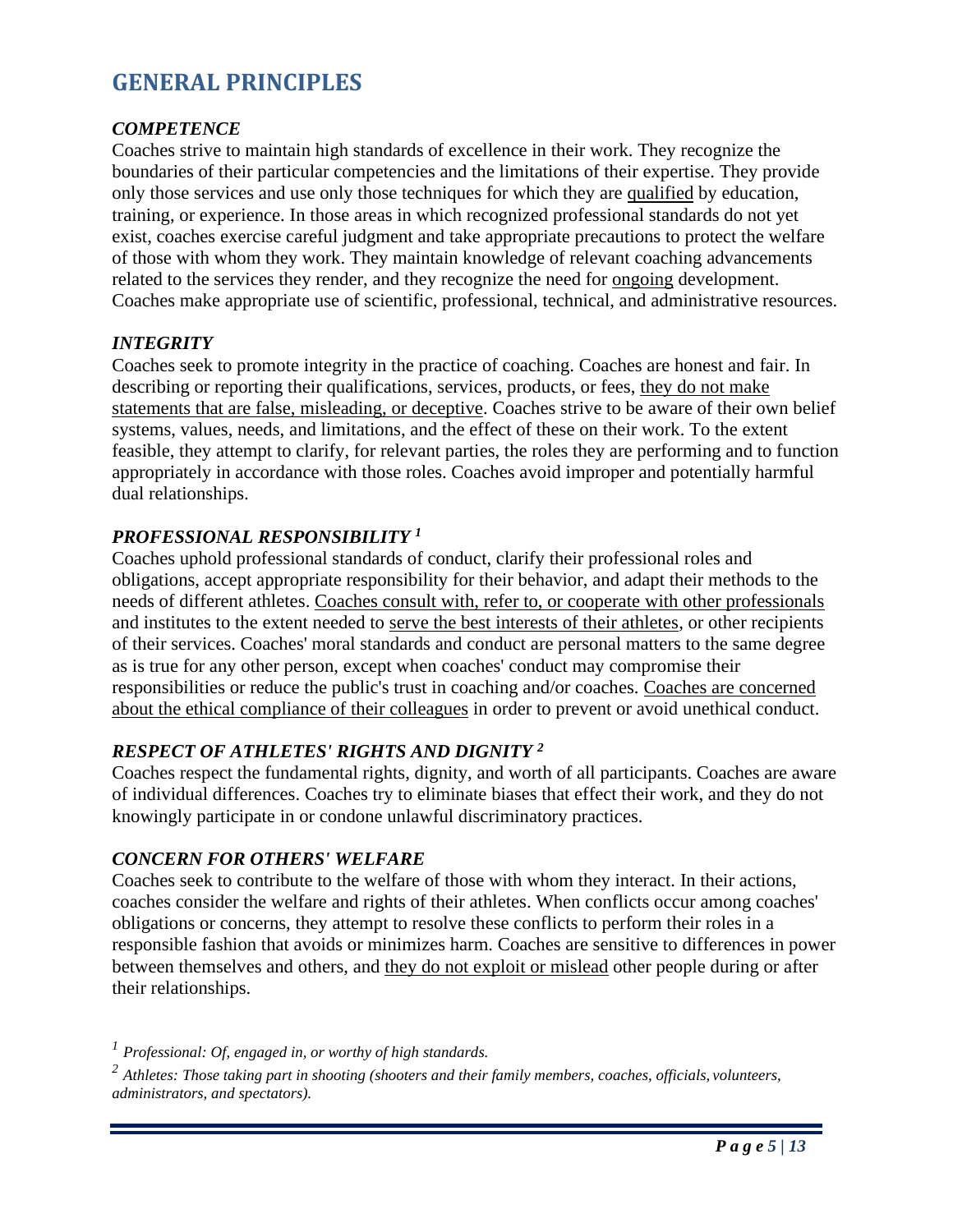# GENERAL PRINCIPLES

### *COMPETENCE*

Coaches strive to maintain high standards of excellence in their work. They recognize the boundaries of their particular competencies and the limitations of their expertise. They provide only those services and use only those techniques for which they are <u>qualified</u> by education, training, or experience. In those areas in which recognized professional standards do not yet exist, coaches exercise careful judgment and take appropriate precautions to protect the welfare of those with whom they work. They maintain knowledge of relevant coaching advancements related to the services they render, and they recognize the need for <u>ongoing</u> development. Coaches make appropriate use of scientific, professional, technical, and administrative resources.

### *INTEGRITY*

Coaches seek to promote integrity in the practice of coaching. Coaches are honest and fair. In describing or reporting their qualifications, services, products, or fees, <u>they do not make statements that are false, misleading, or deceptive</u>. Coaches strive to be aware of their own belief systems, values, needs, and limitations, and the effect of these on their work. To the extent feasible, they attempt to clarify, for relevant parties, the roles they are performing and to function appropriately in accordance with those roles. Coaches avoid improper and potentially harmful dual relationships.

### *PROFESSIONAL RESPONSIBILITY [1]*

Coaches uphold professional standards of conduct, clarify their professional roles and obligations, accept appropriate responsibility for their behavior, and adapt their methods to the needs of different athletes. <u>Coaches consult with, refer to, or cooperate with other professionals</u> and institutes to the extent needed to <u>serve the best interests of their athletes</u>, or other recipients of their services. Coaches' moral standards and conduct are personal matters to the same degree as is true for any other person, except when coaches' conduct may compromise their responsibilities or reduce the public's trust in coaching and/or coaches. <u>Coaches are concerned about the ethical compliance of their colleagues</u> in order to prevent or avoid unethical conduct.

### *RESPECT OF ATHLETES' RIGHTS AND DIGNITY [2]*

Coaches respect the fundamental rights, dignity, and worth of all participants. Coaches are aware of individual differences. Coaches try to eliminate biases that effect their work, and they do not knowingly participate in or condone unlawful discriminatory practices.

### *CONCERN FOR OTHERS' WELFARE*

Coaches seek to contribute to the welfare of those with whom they interact. In their actions, coaches consider the welfare and rights of their athletes. When conflicts occur among coaches' obligations or concerns, they attempt to resolve these conflicts to perform their roles in a responsible fashion that avoids or minimizes harm. Coaches are sensitive to differences in power between themselves and others, and <u>they do not exploit or mislead</u> other people during or after their relationships.

---

[1] *Professional: Of, engaged in, or worthy of high standards.*

[2] *Athletes: Those taking part in shooting (shooters and their family members, coaches, officials, volunteers, administrators, and spectators).*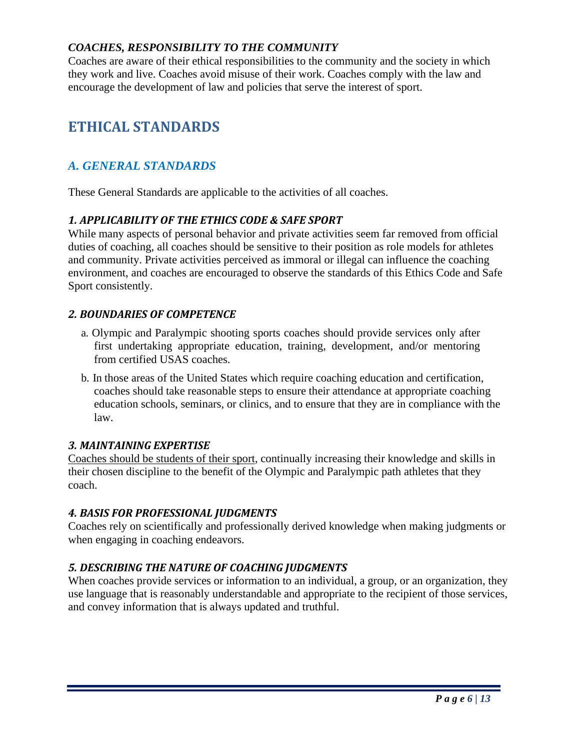### *COACHES, RESPONSIBILITY TO THE COMMUNITY*

Coaches are aware of their ethical responsibilities to the community and the society in which they work and live. Coaches avoid misuse of their work. Coaches comply with the law and encourage the development of law and policies that serve the interest of sport.

# ETHICAL STANDARDS

## *A. GENERAL STANDARDS*

These General Standards are applicable to the activities of all coaches.

### *1. APPLICABILITY OF THE ETHICS CODE & SAFE SPORT*

While many aspects of personal behavior and private activities seem far removed from official duties of coaching, all coaches should be sensitive to their position as role models for athletes and community. Private activities perceived as immoral or illegal can influence the coaching environment, and coaches are encouraged to observe the standards of this Ethics Code and Safe Sport consistently.

### *2. BOUNDARIES OF COMPETENCE*

a. Olympic and Paralympic shooting sports coaches should provide services only after first undertaking appropriate education, training, development, and/or mentoring from certified USAS coaches.

b. In those areas of the United States which require coaching education and certification, coaches should take reasonable steps to ensure their attendance at appropriate coaching education schools, seminars, or clinics, and to ensure that they are in compliance with the law.

### *3. MAINTAINING EXPERTISE*

<u>Coaches should be students of their sport</u>, continually increasing their knowledge and skills in their chosen discipline to the benefit of the Olympic and Paralympic path athletes that they coach.

### *4. BASIS FOR PROFESSIONAL JUDGMENTS*

Coaches rely on scientifically and professionally derived knowledge when making judgments or when engaging in coaching endeavors.

### *5. DESCRIBING THE NATURE OF COACHING JUDGMENTS*

When coaches provide services or information to an individual, a group, or an organization, they use language that is reasonably understandable and appropriate to the recipient of those services, and convey information that is always updated and truthful.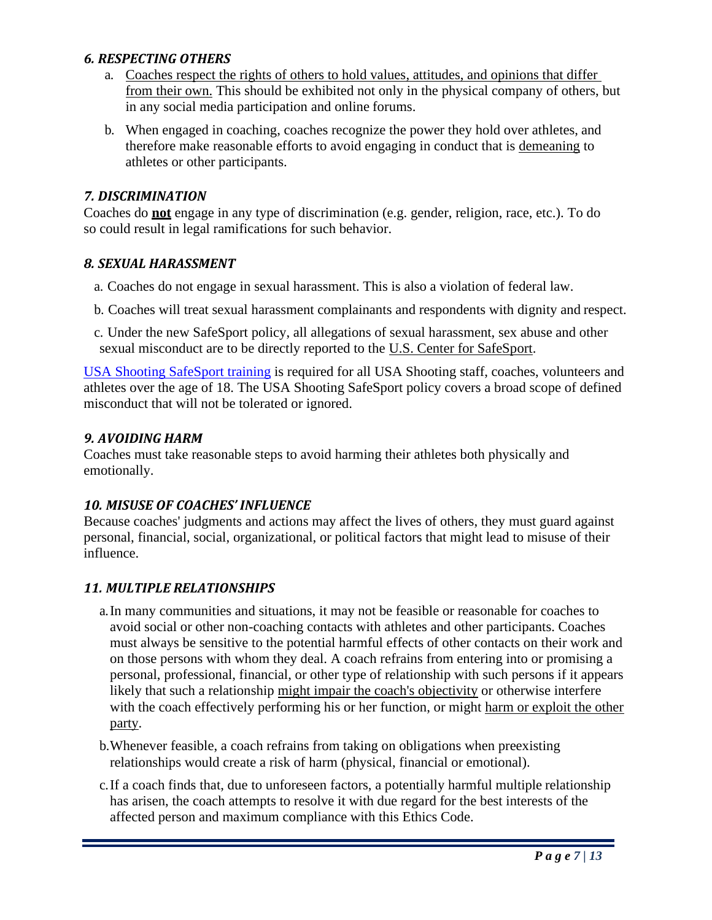### *6. RESPECTING OTHERS*

a. Coaches respect the rights of others to hold values, attitudes, and opinions that differ from their own. This should be exhibited not only in the physical company of others, but in any social media participation and online forums.

b. When engaged in coaching, coaches recognize the power they hold over athletes, and therefore make reasonable efforts to avoid engaging in conduct that is demeaning to athletes or other participants.

### *7. DISCRIMINATION*

Coaches do **not** engage in any type of discrimination (e.g. gender, religion, race, etc.). To do so could result in legal ramifications for such behavior.

### *8. SEXUAL HARASSMENT*

a. Coaches do not engage in sexual harassment. This is also a violation of federal law.

b. Coaches will treat sexual harassment complainants and respondents with dignity and respect.

c. Under the new SafeSport policy, all allegations of sexual harassment, sex abuse and other sexual misconduct are to be directly reported to the U.S. Center for SafeSport.

USA Shooting SafeSport training is required for all USA Shooting staff, coaches, volunteers and athletes over the age of 18. The USA Shooting SafeSport policy covers a broad scope of defined misconduct that will not be tolerated or ignored.

### *9. AVOIDING HARM*

Coaches must take reasonable steps to avoid harming their athletes both physically and emotionally.

### *10. MISUSE OF COACHES' INFLUENCE*

Because coaches' judgments and actions may affect the lives of others, they must guard against personal, financial, social, organizational, or political factors that might lead to misuse of their influence.

### *11. MULTIPLE RELATIONSHIPS*

a. In many communities and situations, it may not be feasible or reasonable for coaches to avoid social or other non-coaching contacts with athletes and other participants. Coaches must always be sensitive to the potential harmful effects of other contacts on their work and on those persons with whom they deal. A coach refrains from entering into or promising a personal, professional, financial, or other type of relationship with such persons if it appears likely that such a relationship might impair the coach's objectivity or otherwise interfere with the coach effectively performing his or her function, or might harm or exploit the other party.

b. Whenever feasible, a coach refrains from taking on obligations when preexisting relationships would create a risk of harm (physical, financial or emotional).

c. If a coach finds that, due to unforeseen factors, a potentially harmful multiple relationship has arisen, the coach attempts to resolve it with due regard for the best interests of the affected person and maximum compliance with this Ethics Code.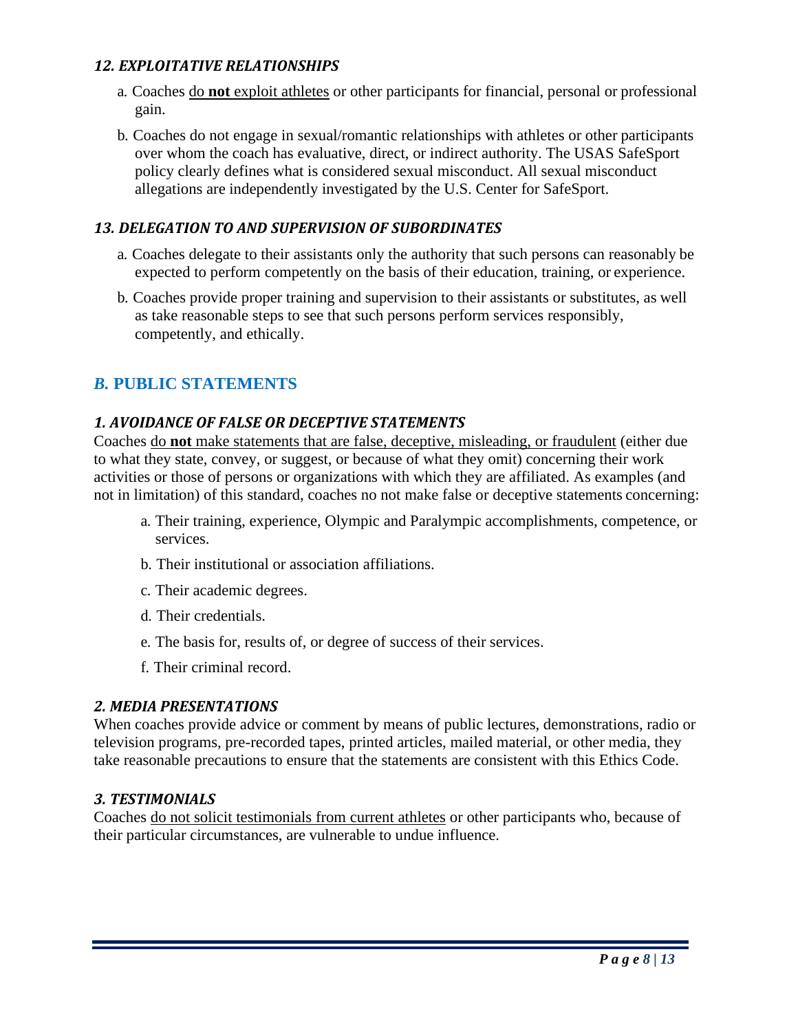### *12. EXPLOITATIVE RELATIONSHIPS*

a. Coaches <u>do **not** exploit athletes</u> or other participants for financial, personal or professional gain.

b. Coaches do not engage in sexual/romantic relationships with athletes or other participants over whom the coach has evaluative, direct, or indirect authority. The USAS SafeSport policy clearly defines what is considered sexual misconduct. All sexual misconduct allegations are independently investigated by the U.S. Center for SafeSport.

### *13. DELEGATION TO AND SUPERVISION OF SUBORDINATES*

a. Coaches delegate to their assistants only the authority that such persons can reasonably be expected to perform competently on the basis of their education, training, or experience.

b. Coaches provide proper training and supervision to their assistants or substitutes, as well as take reasonable steps to see that such persons perform services responsibly, competently, and ethically.

## *B.* PUBLIC STATEMENTS

### *1. AVOIDANCE OF FALSE OR DECEPTIVE STATEMENTS*

Coaches <u>do **not** make statements that are false, deceptive, misleading, or fraudulent</u> (either due to what they state, convey, or suggest, or because of what they omit) concerning their work activities or those of persons or organizations with which they are affiliated. As examples (and not in limitation) of this standard, coaches no not make false or deceptive statements concerning:

a. Their training, experience, Olympic and Paralympic accomplishments, competence, or services.

b. Their institutional or association affiliations.

c. Their academic degrees.

d. Their credentials.

e. The basis for, results of, or degree of success of their services.

f. Their criminal record.

### *2. MEDIA PRESENTATIONS*

When coaches provide advice or comment by means of public lectures, demonstrations, radio or television programs, pre-recorded tapes, printed articles, mailed material, or other media, they take reasonable precautions to ensure that the statements are consistent with this Ethics Code.

### *3. TESTIMONIALS*

Coaches <u>do not solicit testimonials from current athletes</u> or other participants who, because of their particular circumstances, are vulnerable to undue influence.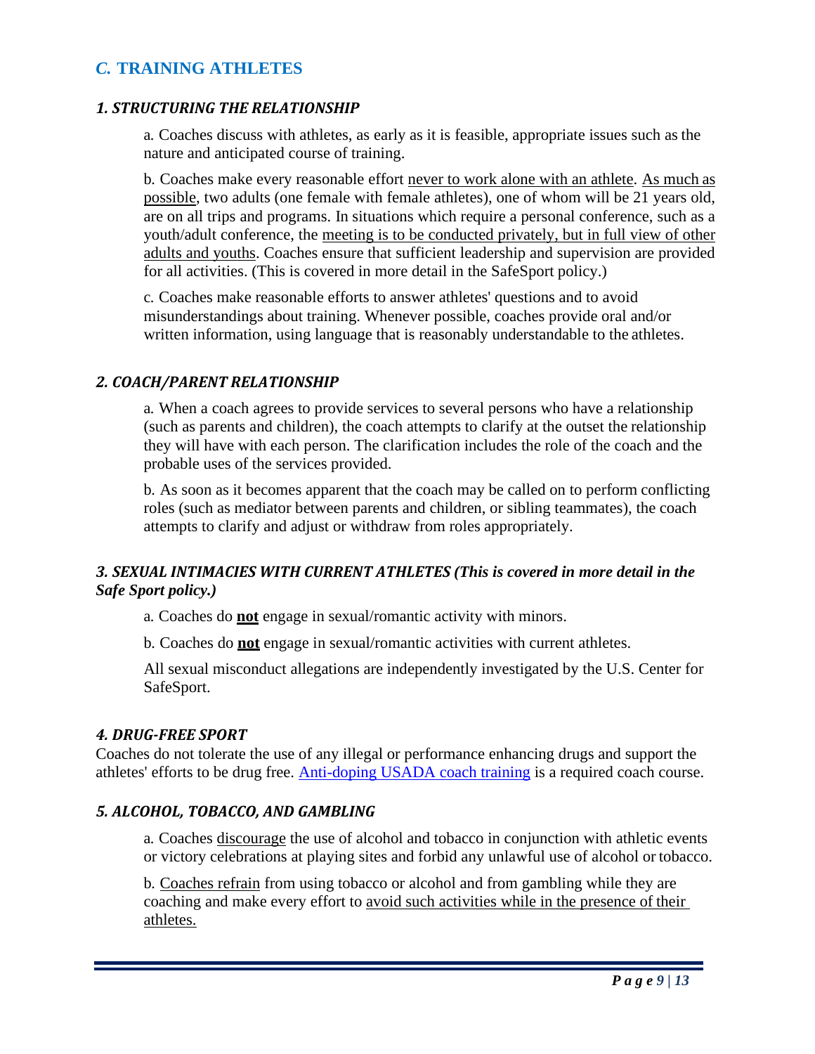## *C.* TRAINING ATHLETES

### *1. STRUCTURING THE RELATIONSHIP*

a. Coaches discuss with athletes, as early as it is feasible, appropriate issues such as the nature and anticipated course of training.

b. Coaches make every reasonable effort <u>never to work alone with an athlete</u>. <u>As much as possible</u>, two adults (one female with female athletes), one of whom will be 21 years old, are on all trips and programs. In situations which require a personal conference, such as a youth/adult conference, the <u>meeting is to be conducted privately, but in full view of other adults and youths</u>. Coaches ensure that sufficient leadership and supervision are provided for all activities. (This is covered in more detail in the SafeSport policy.)

c. Coaches make reasonable efforts to answer athletes' questions and to avoid misunderstandings about training. Whenever possible, coaches provide oral and/or written information, using language that is reasonably understandable to the athletes.

### *2. COACH/PARENT RELATIONSHIP*

a. When a coach agrees to provide services to several persons who have a relationship (such as parents and children), the coach attempts to clarify at the outset the relationship they will have with each person. The clarification includes the role of the coach and the probable uses of the services provided.

b. As soon as it becomes apparent that the coach may be called on to perform conflicting roles (such as mediator between parents and children, or sibling teammates), the coach attempts to clarify and adjust or withdraw from roles appropriately.

### *3. SEXUAL INTIMACIES WITH CURRENT ATHLETES (This is covered in more detail in the Safe Sport policy.)*

a. Coaches do <u>**not**</u> engage in sexual/romantic activity with minors.

b. Coaches do <u>**not**</u> engage in sexual/romantic activities with current athletes.

All sexual misconduct allegations are independently investigated by the U.S. Center for SafeSport.

### *4. DRUG-FREE SPORT*

Coaches do not tolerate the use of any illegal or performance enhancing drugs and support the athletes' efforts to be drug free. Anti-doping USADA coach training is a required coach course.

### *5. ALCOHOL, TOBACCO, AND GAMBLING*

a. Coaches <u>discourage</u> the use of alcohol and tobacco in conjunction with athletic events or victory celebrations at playing sites and forbid any unlawful use of alcohol or tobacco.

b. <u>Coaches refrain</u> from using tobacco or alcohol and from gambling while they are coaching and make every effort to <u>avoid such activities while in the presence of their athletes.</u>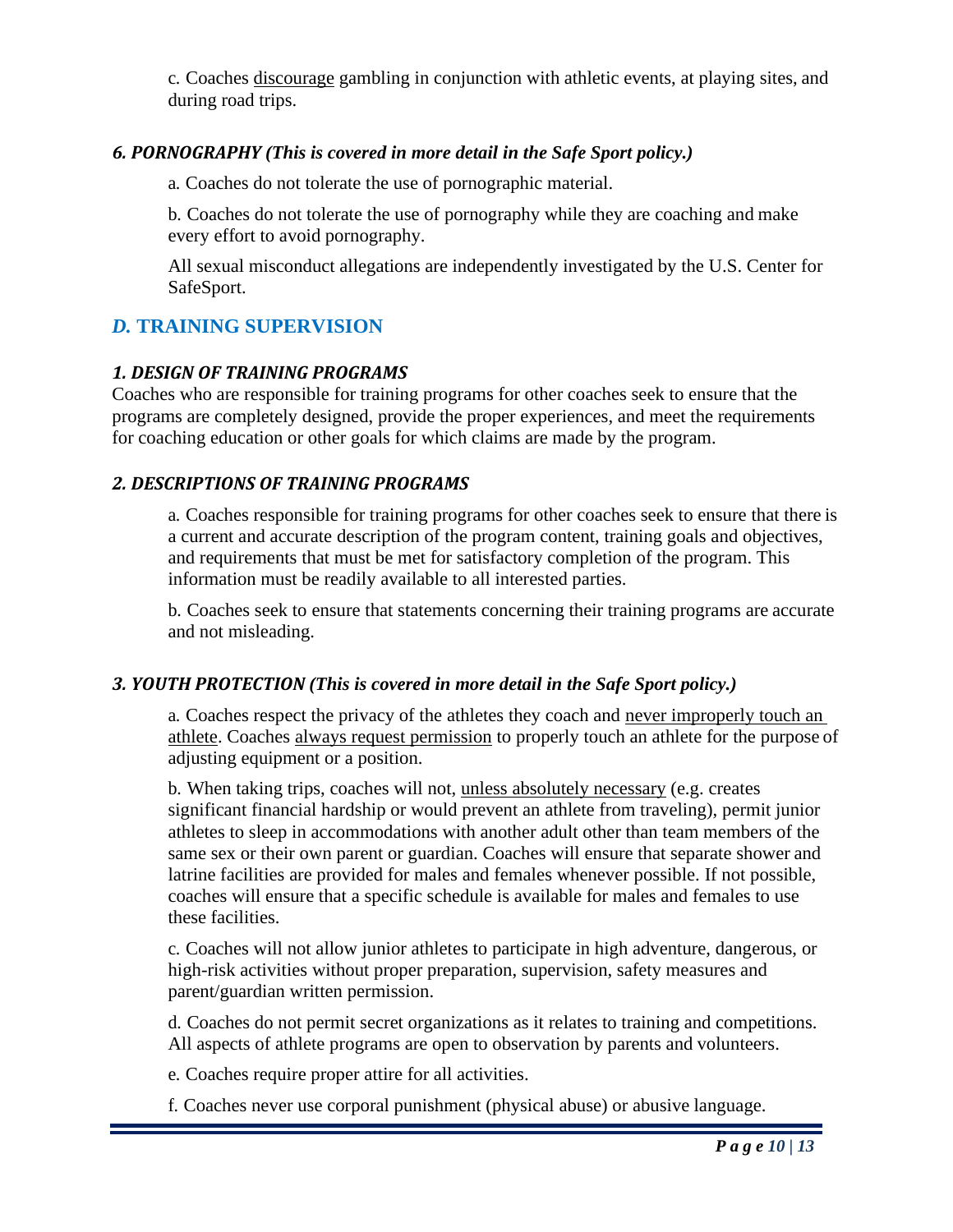c. Coaches <u>discourage</u> gambling in conjunction with athletic events, at playing sites, and during road trips.

#### *6. PORNOGRAPHY (This is covered in more detail in the Safe Sport policy.)*

a. Coaches do not tolerate the use of pornographic material.

b. Coaches do not tolerate the use of pornography while they are coaching and make every effort to avoid pornography.

All sexual misconduct allegations are independently investigated by the U.S. Center for SafeSport.

## *D.* TRAINING SUPERVISION

#### *1. DESIGN OF TRAINING PROGRAMS*

Coaches who are responsible for training programs for other coaches seek to ensure that the programs are completely designed, provide the proper experiences, and meet the requirements for coaching education or other goals for which claims are made by the program.

#### *2. DESCRIPTIONS OF TRAINING PROGRAMS*

a. Coaches responsible for training programs for other coaches seek to ensure that there is a current and accurate description of the program content, training goals and objectives, and requirements that must be met for satisfactory completion of the program. This information must be readily available to all interested parties.

b. Coaches seek to ensure that statements concerning their training programs are accurate and not misleading.

#### *3. YOUTH PROTECTION (This is covered in more detail in the Safe Sport policy.)*

a. Coaches respect the privacy of the athletes they coach and <u>never improperly touch an athlete</u>. Coaches <u>always request permission</u> to properly touch an athlete for the purpose of adjusting equipment or a position.

b. When taking trips, coaches will not, <u>unless absolutely necessary</u> (e.g. creates significant financial hardship or would prevent an athlete from traveling), permit junior athletes to sleep in accommodations with another adult other than team members of the same sex or their own parent or guardian. Coaches will ensure that separate shower and latrine facilities are provided for males and females whenever possible. If not possible, coaches will ensure that a specific schedule is available for males and females to use these facilities.

c. Coaches will not allow junior athletes to participate in high adventure, dangerous, or high-risk activities without proper preparation, supervision, safety measures and parent/guardian written permission.

d. Coaches do not permit secret organizations as it relates to training and competitions. All aspects of athlete programs are open to observation by parents and volunteers.

e. Coaches require proper attire for all activities.

f. Coaches never use corporal punishment (physical abuse) or abusive language.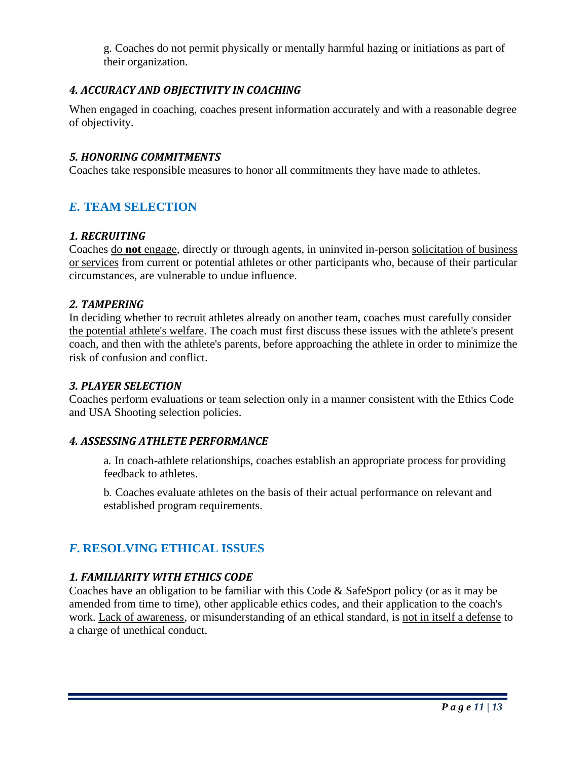g. Coaches do not permit physically or mentally harmful hazing or initiations as part of their organization.

### *4. ACCURACY AND OBJECTIVITY IN COACHING*

When engaged in coaching, coaches present information accurately and with a reasonable degree of objectivity.

### *5. HONORING COMMITMENTS*

Coaches take responsible measures to honor all commitments they have made to athletes.

## *E.* TEAM SELECTION

### *1. RECRUITING*

Coaches <u>do **not** engage</u>, directly or through agents, in uninvited in-person <u>solicitation of business or services</u> from current or potential athletes or other participants who, because of their particular circumstances, are vulnerable to undue influence.

### *2. TAMPERING*

In deciding whether to recruit athletes already on another team, coaches <u>must carefully consider the potential athlete's welfare</u>. The coach must first discuss these issues with the athlete's present coach, and then with the athlete's parents, before approaching the athlete in order to minimize the risk of confusion and conflict.

### *3. PLAYER SELECTION*

Coaches perform evaluations or team selection only in a manner consistent with the Ethics Code and USA Shooting selection policies.

### *4. ASSESSING ATHLETE PERFORMANCE*

a. In coach-athlete relationships, coaches establish an appropriate process for providing feedback to athletes.

b. Coaches evaluate athletes on the basis of their actual performance on relevant and established program requirements.

## *F.* RESOLVING ETHICAL ISSUES

### *1. FAMILIARITY WITH ETHICS CODE*

Coaches have an obligation to be familiar with this Code & SafeSport policy (or as it may be amended from time to time), other applicable ethics codes, and their application to the coach's work. <u>Lack of awareness</u>, or misunderstanding of an ethical standard, is <u>not in itself a defense</u> to a charge of unethical conduct.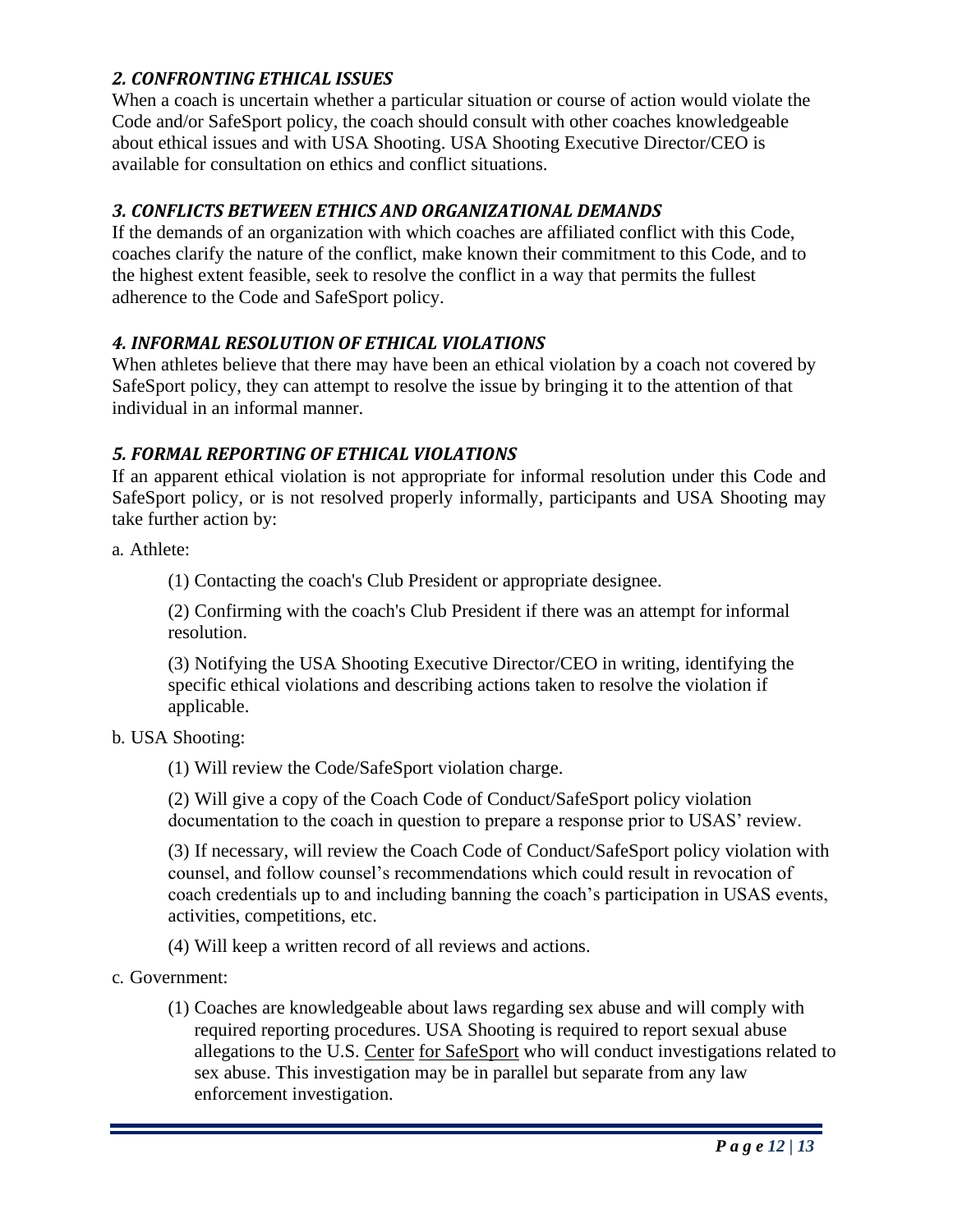### *2. CONFRONTING ETHICAL ISSUES*

When a coach is uncertain whether a particular situation or course of action would violate the Code and/or SafeSport policy, the coach should consult with other coaches knowledgeable about ethical issues and with USA Shooting. USA Shooting Executive Director/CEO is available for consultation on ethics and conflict situations.

### *3. CONFLICTS BETWEEN ETHICS AND ORGANIZATIONAL DEMANDS*

If the demands of an organization with which coaches are affiliated conflict with this Code, coaches clarify the nature of the conflict, make known their commitment to this Code, and to the highest extent feasible, seek to resolve the conflict in a way that permits the fullest adherence to the Code and SafeSport policy.

### *4. INFORMAL RESOLUTION OF ETHICAL VIOLATIONS*

When athletes believe that there may have been an ethical violation by a coach not covered by SafeSport policy, they can attempt to resolve the issue by bringing it to the attention of that individual in an informal manner.

### *5. FORMAL REPORTING OF ETHICAL VIOLATIONS*

If an apparent ethical violation is not appropriate for informal resolution under this Code and SafeSport policy, or is not resolved properly informally, participants and USA Shooting may take further action by:

a. Athlete:

(1) Contacting the coach's Club President or appropriate designee.

(2) Confirming with the coach's Club President if there was an attempt for informal resolution.

(3) Notifying the USA Shooting Executive Director/CEO in writing, identifying the specific ethical violations and describing actions taken to resolve the violation if applicable.

b. USA Shooting:

(1) Will review the Code/SafeSport violation charge.

(2) Will give a copy of the Coach Code of Conduct/SafeSport policy violation documentation to the coach in question to prepare a response prior to USAS' review.

(3) If necessary, will review the Coach Code of Conduct/SafeSport policy violation with counsel, and follow counsel's recommendations which could result in revocation of coach credentials up to and including banning the coach's participation in USAS events, activities, competitions, etc.

(4) Will keep a written record of all reviews and actions.

c. Government:

(1) Coaches are knowledgeable about laws regarding sex abuse and will comply with required reporting procedures. USA Shooting is required to report sexual abuse allegations to the U.S. Center for SafeSport who will conduct investigations related to sex abuse. This investigation may be in parallel but separate from any law enforcement investigation.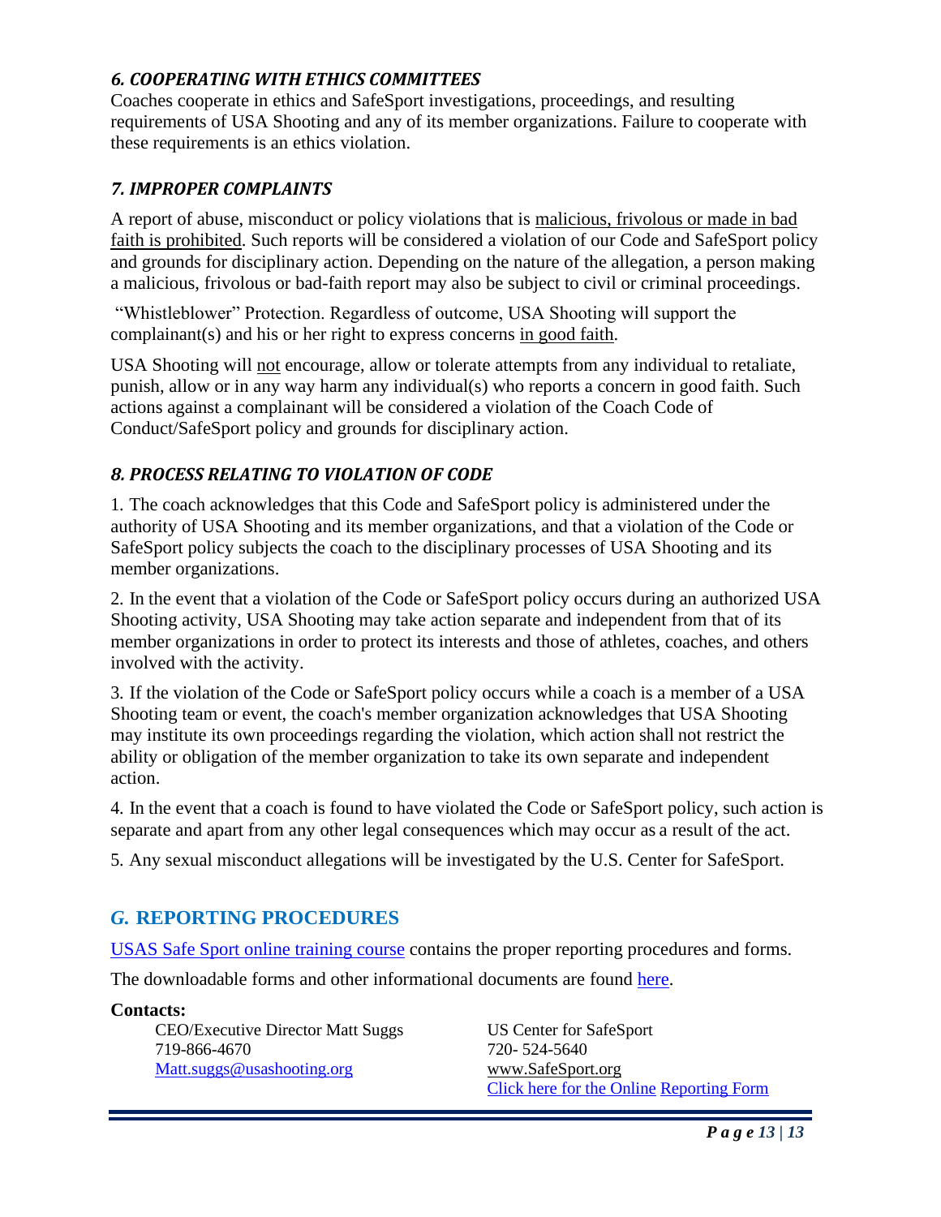### *6. COOPERATING WITH ETHICS COMMITTEES*

Coaches cooperate in ethics and SafeSport investigations, proceedings, and resulting requirements of USA Shooting and any of its member organizations. Failure to cooperate with these requirements is an ethics violation.

### *7. IMPROPER COMPLAINTS*

A report of abuse, misconduct or policy violations that is malicious, frivolous or made in bad faith is prohibited. Such reports will be considered a violation of our Code and SafeSport policy and grounds for disciplinary action. Depending on the nature of the allegation, a person making a malicious, frivolous or bad-faith report may also be subject to civil or criminal proceedings.

"Whistleblower" Protection. Regardless of outcome, USA Shooting will support the complainant(s) and his or her right to express concerns in good faith.

USA Shooting will not encourage, allow or tolerate attempts from any individual to retaliate, punish, allow or in any way harm any individual(s) who reports a concern in good faith. Such actions against a complainant will be considered a violation of the Coach Code of Conduct/SafeSport policy and grounds for disciplinary action.

### *8. PROCESS RELATING TO VIOLATION OF CODE*

1. The coach acknowledges that this Code and SafeSport policy is administered under the authority of USA Shooting and its member organizations, and that a violation of the Code or SafeSport policy subjects the coach to the disciplinary processes of USA Shooting and its member organizations.

2. In the event that a violation of the Code or SafeSport policy occurs during an authorized USA Shooting activity, USA Shooting may take action separate and independent from that of its member organizations in order to protect its interests and those of athletes, coaches, and others involved with the activity.

3. If the violation of the Code or SafeSport policy occurs while a coach is a member of a USA Shooting team or event, the coach's member organization acknowledges that USA Shooting may institute its own proceedings regarding the violation, which action shall not restrict the ability or obligation of the member organization to take its own separate and independent action.

4. In the event that a coach is found to have violated the Code or SafeSport policy, such action is separate and apart from any other legal consequences which may occur as a result of the act.

5. Any sexual misconduct allegations will be investigated by the U.S. Center for SafeSport.

## *G.* REPORTING PROCEDURES

USAS Safe Sport online training course contains the proper reporting procedures and forms.

The downloadable forms and other informational documents are found here.

**Contacts:**

CEO/Executive Director Matt Suggs
719-866-4670
Matt.suggs@usashooting.org

US Center for SafeSport
720- 524-5640
www.SafeSport.org
Click here for the Online Reporting Form